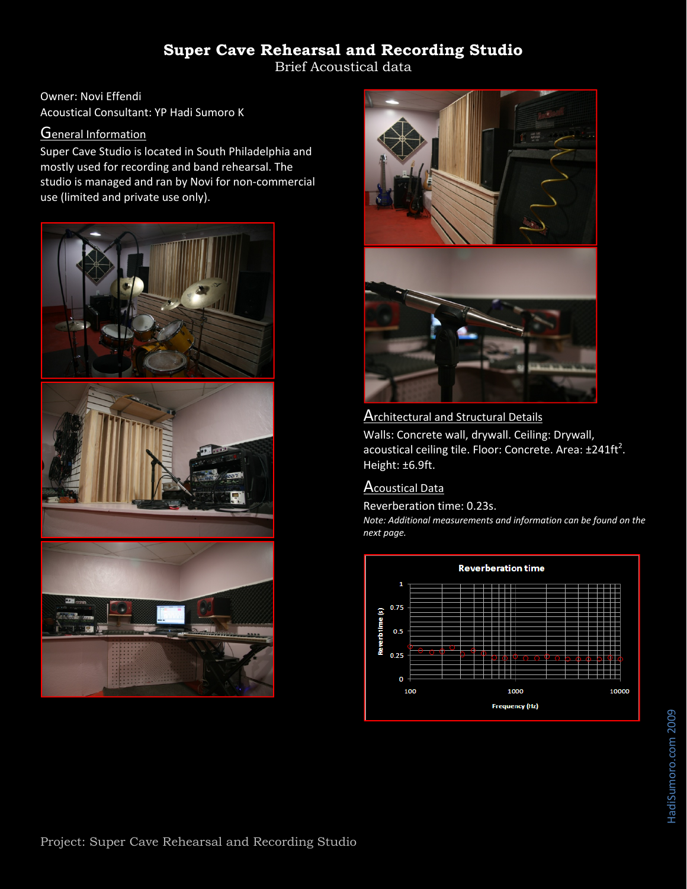# Super Cave Rehearsal and Recording Studio

Brief Acoustical data

Owner: Novi Effendi
Acoustical Consultant: YP Hadi Sumoro K

## General Information

Super Cave Studio is located in South Philadelphia and mostly used for recording and band rehearsal. The studio is managed and ran by Novi for non-commercial use (limited and private use only).

## Architectural and Structural Details

Walls: Concrete wall, drywall. Ceiling: Drywall, acoustical ceiling tile. Floor: Concrete. Area: ±241ft$^2$. Height: ±6.9ft.

## Acoustical Data

Reverberation time: 0.23s.

*Note: Additional measurements and information can be found on the next page.*

**Reverberation time**

Reverb time (s) vs. Frequency (Hz)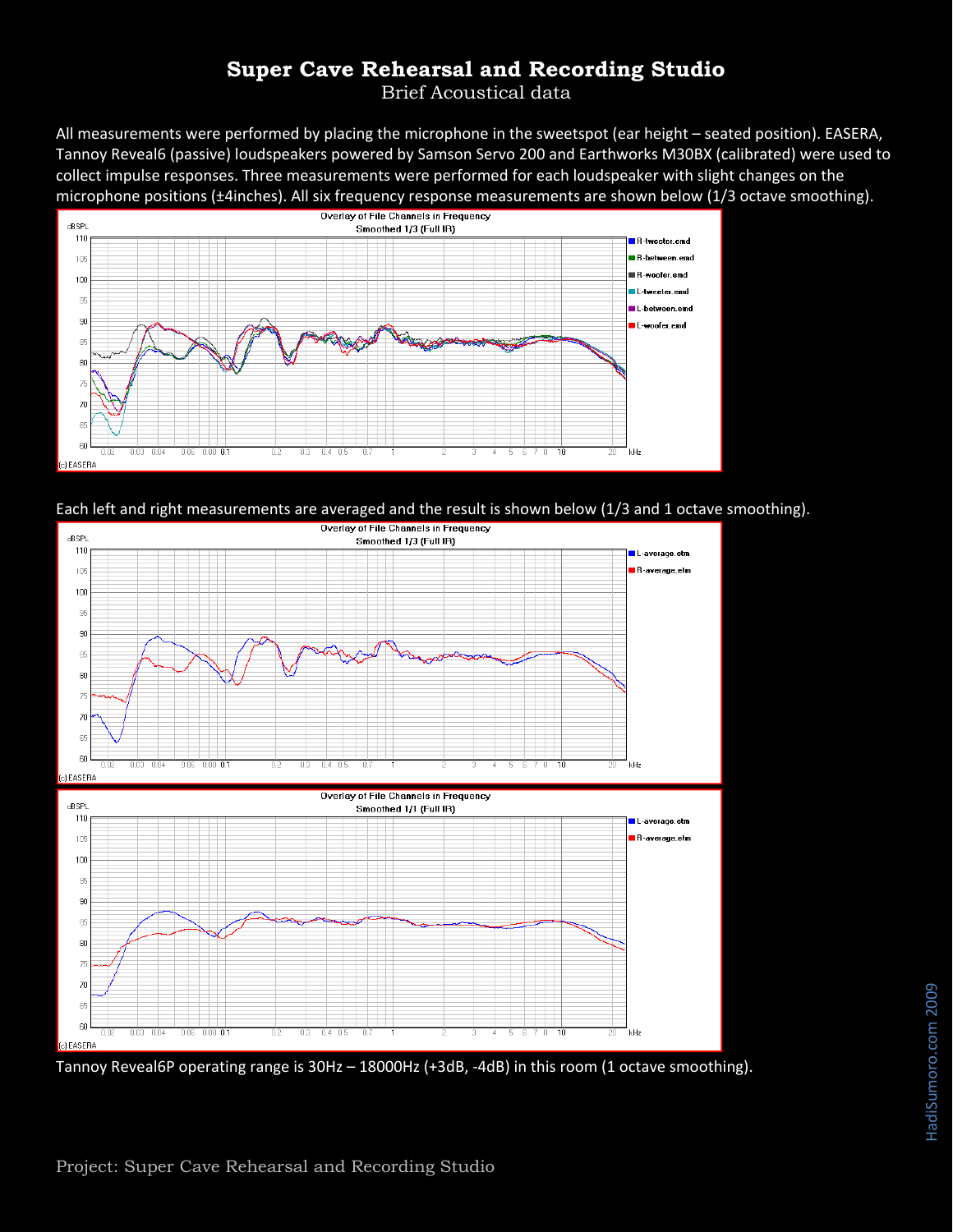# Super Cave Rehearsal and Recording Studio

Brief Acoustical data

All measurements were performed by placing the microphone in the sweetspot (ear height – seated position). EASERA, Tannoy Reveal6 (passive) loudspeakers powered by Samson Servo 200 and Earthworks M30BX (calibrated) were used to collect impulse responses. Three measurements were performed for each loudspeaker with slight changes on the microphone positions (±4inches). All six frequency response measurements are shown below (1/3 octave smoothing).

Each left and right measurements are averaged and the result is shown below (1/3 and 1 octave smoothing).

Tannoy Reveal6P operating range is 30Hz – 18000Hz (+3dB, -4dB) in this room (1 octave smoothing).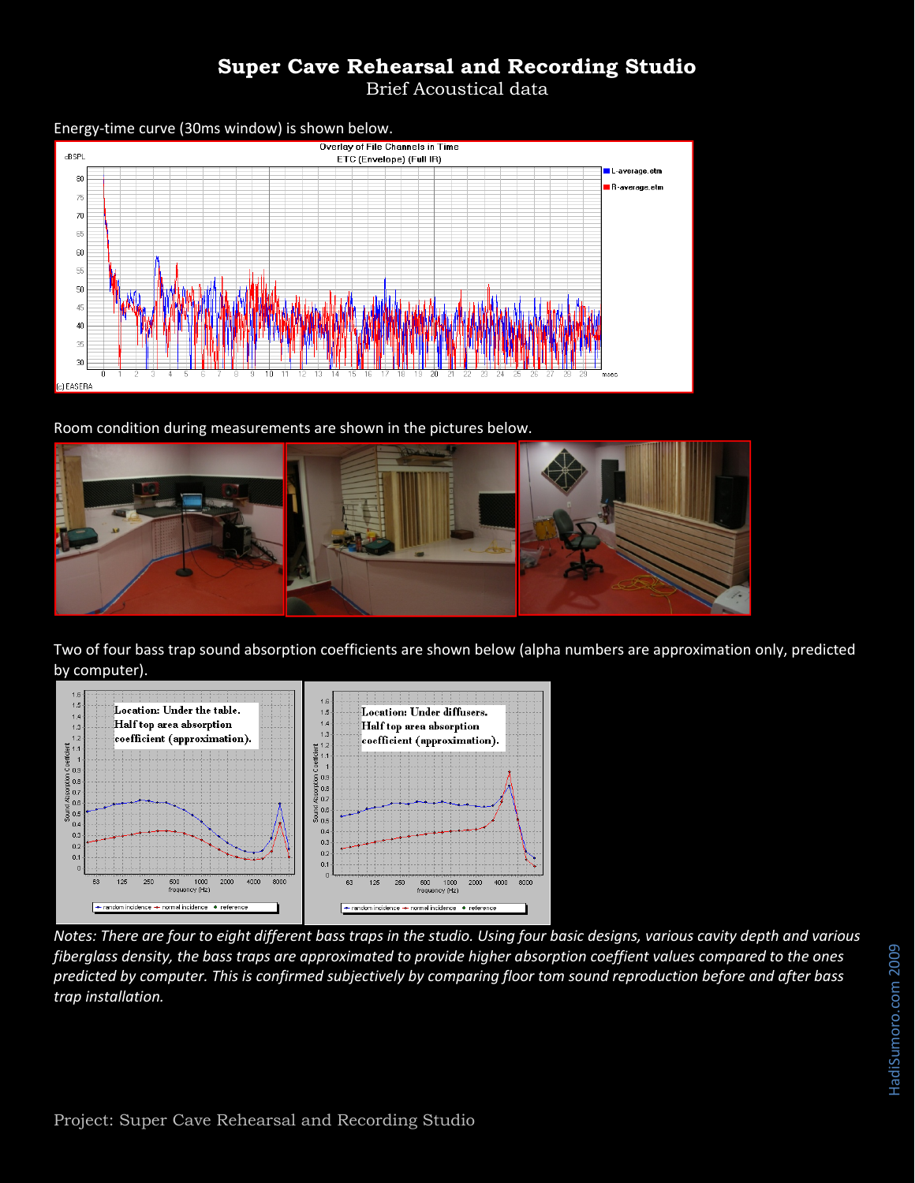# Super Cave Rehearsal and Recording Studio

Brief Acoustical data

Energy-time curve (30ms window) is shown below.

Room condition during measurements are shown in the pictures below.

Two of four bass trap sound absorption coefficients are shown below (alpha numbers are approximation only, predicted by computer).

*Notes: There are four to eight different bass traps in the studio. Using four basic designs, various cavity depth and various fiberglass density, the bass traps are approximated to provide higher absorption coeffient values compared to the ones predicted by computer. This is confirmed subjectively by comparing floor tom sound reproduction before and after bass trap installation.*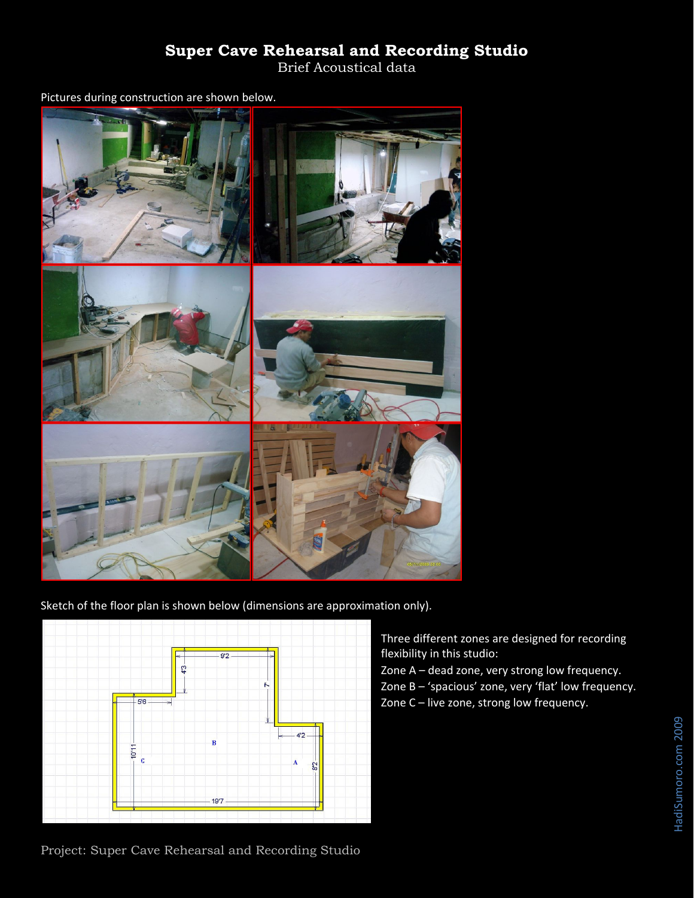# Super Cave Rehearsal and Recording Studio

Brief Acoustical data

Pictures during construction are shown below.

Sketch of the floor plan is shown below (dimensions are approximation only).

9'2
4'3
7
5'6
4'2
10'11
B
C
A
8'2
19'7

Three different zones are designed for recording flexibility in this studio:

Zone A – dead zone, very strong low frequency.

Zone B – 'spacious' zone, very 'flat' low frequency.

Zone C – live zone, strong low frequency.